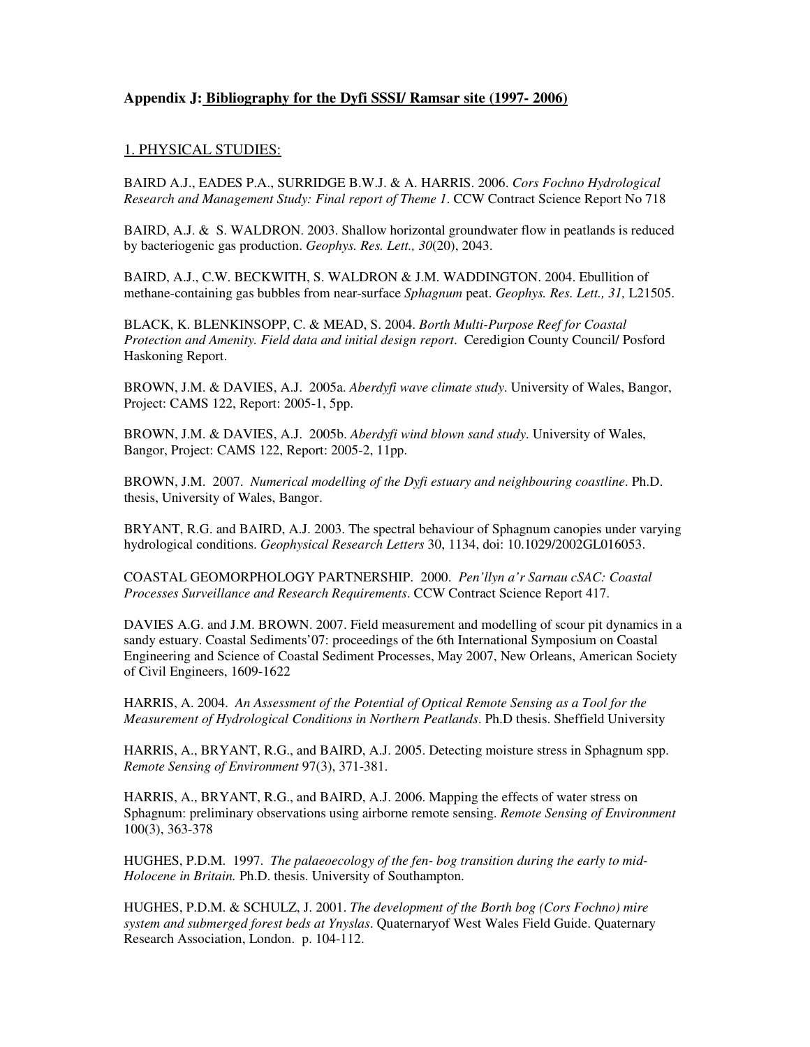## Appendix J: Bibliography for the Dyfi SSSI/ Ramsar site (1997- 2006)

### 1. PHYSICAL STUDIES:

BAIRD A.J., EADES P.A., SURRIDGE B.W.J. & A. HARRIS. 2006. *Cors Fochno Hydrological Research and Management Study: Final report of Theme 1*. CCW Contract Science Report No 718

BAIRD, A.J. & S. WALDRON. 2003. Shallow horizontal groundwater flow in peatlands is reduced by bacteriogenic gas production. *Geophys. Res. Lett., 30*(20), 2043.

BAIRD, A.J., C.W. BECKWITH, S. WALDRON & J.M. WADDINGTON. 2004. Ebullition of methane-containing gas bubbles from near-surface *Sphagnum* peat. *Geophys. Res. Lett., 31,* L21505.

BLACK, K. BLENKINSOPP, C. & MEAD, S. 2004. *Borth Multi-Purpose Reef for Coastal Protection and Amenity. Field data and initial design report*. Ceredigion County Council/ Posford Haskoning Report.

BROWN, J.M. & DAVIES, A.J. 2005a. *Aberdyfi wave climate study*. University of Wales, Bangor, Project: CAMS 122, Report: 2005-1, 5pp.

BROWN, J.M. & DAVIES, A.J. 2005b. *Aberdyfi wind blown sand study*. University of Wales, Bangor, Project: CAMS 122, Report: 2005-2, 11pp.

BROWN, J.M. 2007. *Numerical modelling of the Dyfi estuary and neighbouring coastline*. Ph.D. thesis, University of Wales, Bangor.

BRYANT, R.G. and BAIRD, A.J. 2003. The spectral behaviour of Sphagnum canopies under varying hydrological conditions. *Geophysical Research Letters* 30, 1134, doi: 10.1029/2002GL016053.

COASTAL GEOMORPHOLOGY PARTNERSHIP. 2000. *Pen'llyn a'r Sarnau cSAC: Coastal Processes Surveillance and Research Requirements*. CCW Contract Science Report 417.

DAVIES A.G. and J.M. BROWN. 2007. Field measurement and modelling of scour pit dynamics in a sandy estuary. Coastal Sediments'07: proceedings of the 6th International Symposium on Coastal Engineering and Science of Coastal Sediment Processes, May 2007, New Orleans, American Society of Civil Engineers, 1609-1622

HARRIS, A. 2004. *An Assessment of the Potential of Optical Remote Sensing as a Tool for the Measurement of Hydrological Conditions in Northern Peatlands*. Ph.D thesis. Sheffield University

HARRIS, A., BRYANT, R.G., and BAIRD, A.J. 2005. Detecting moisture stress in Sphagnum spp. *Remote Sensing of Environment* 97(3), 371-381.

HARRIS, A., BRYANT, R.G., and BAIRD, A.J. 2006. Mapping the effects of water stress on Sphagnum: preliminary observations using airborne remote sensing. *Remote Sensing of Environment* 100(3), 363-378

HUGHES, P.D.M. 1997. *The palaeoecology of the fen- bog transition during the early to mid-Holocene in Britain.* Ph.D. thesis. University of Southampton.

HUGHES, P.D.M. & SCHULZ, J. 2001. *The development of the Borth bog (Cors Fochno) mire system and submerged forest beds at Ynyslas*. Quaternaryof West Wales Field Guide. Quaternary Research Association, London. p. 104-112.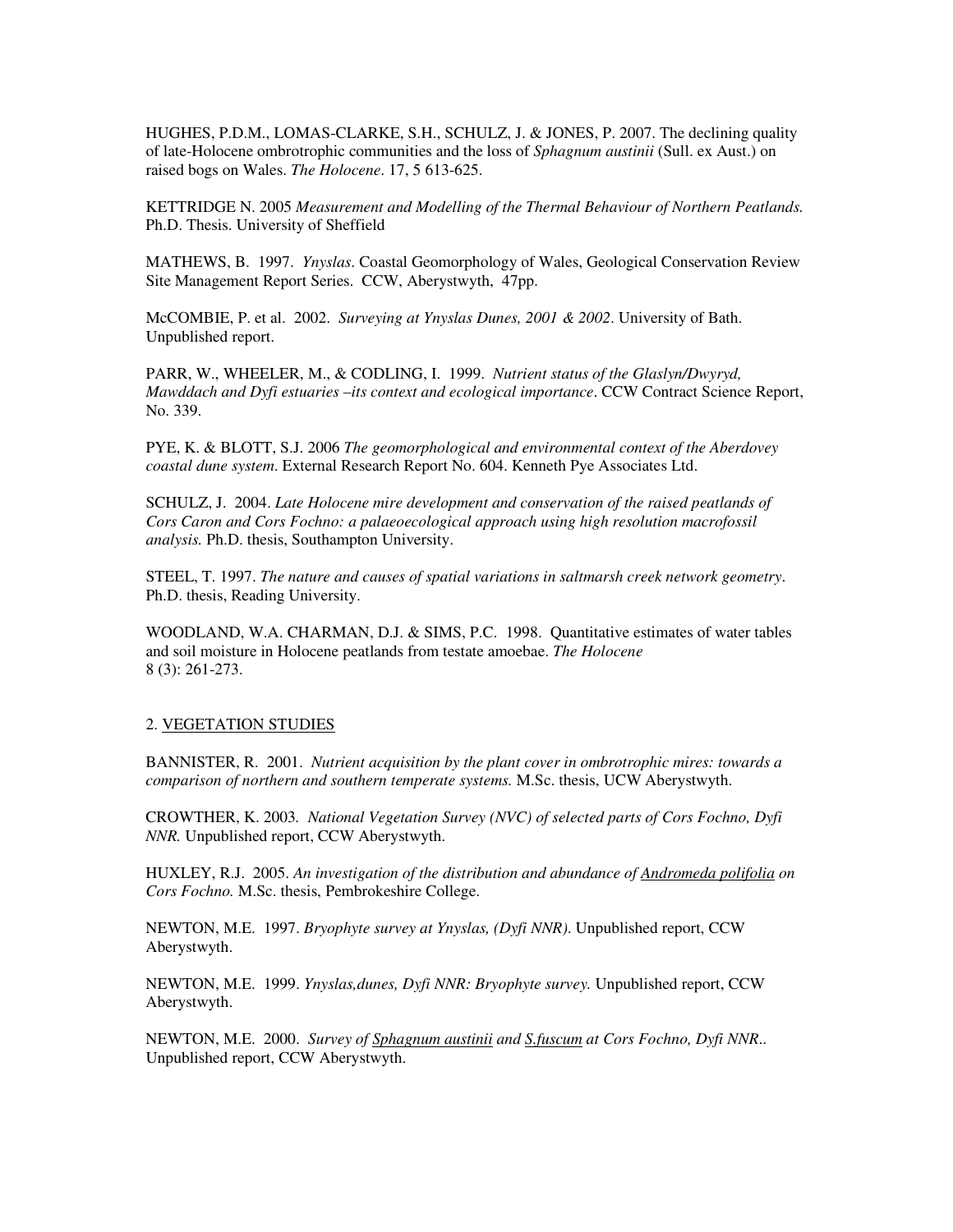HUGHES, P.D.M., LOMAS-CLARKE, S.H., SCHULZ, J. & JONES, P. 2007. The declining quality of late-Holocene ombrotrophic communities and the loss of *Sphagnum austinii* (Sull. ex Aust.) on raised bogs on Wales. *The Holocene*. 17, 5 613-625.

KETTRIDGE N. 2005 *Measurement and Modelling of the Thermal Behaviour of Northern Peatlands.* Ph.D. Thesis. University of Sheffield

MATHEWS, B. 1997. *Ynyslas*. Coastal Geomorphology of Wales, Geological Conservation Review Site Management Report Series. CCW, Aberystwyth, 47pp.

McCOMBIE, P. et al. 2002. *Surveying at Ynyslas Dunes, 2001 & 2002*. University of Bath. Unpublished report.

PARR, W., WHEELER, M., & CODLING, I. 1999. *Nutrient status of the Glaslyn/Dwyryd, Mawddach and Dyfi estuaries –its context and ecological importance*. CCW Contract Science Report, No. 339.

PYE, K. & BLOTT, S.J. 2006 *The geomorphological and environmental context of the Aberdovey coastal dune system*. External Research Report No. 604. Kenneth Pye Associates Ltd.

SCHULZ, J. 2004. *Late Holocene mire development and conservation of the raised peatlands of Cors Caron and Cors Fochno: a palaeoecological approach using high resolution macrofossil analysis.* Ph.D. thesis, Southampton University.

STEEL, T. 1997. *The nature and causes of spatial variations in saltmarsh creek network geometry*. Ph.D. thesis, Reading University.

WOODLAND, W.A. CHARMAN, D.J. & SIMS, P.C. 1998. Quantitative estimates of water tables and soil moisture in Holocene peatlands from testate amoebae. *The Holocene* 8 (3): 261-273.

## 2. VEGETATION STUDIES

BANNISTER, R. 2001. *Nutrient acquisition by the plant cover in ombrotrophic mires: towards a comparison of northern and southern temperate systems.* M.Sc. thesis, UCW Aberystwyth.

CROWTHER, K. 2003. *National Vegetation Survey (NVC) of selected parts of Cors Fochno, Dyfi NNR.* Unpublished report, CCW Aberystwyth.

HUXLEY, R.J. 2005. *An investigation of the distribution and abundance of Andromeda polifolia on Cors Fochno.* M.Sc. thesis, Pembrokeshire College.

NEWTON, M.E. 1997. *Bryophyte survey at Ynyslas, (Dyfi NNR)*. Unpublished report, CCW Aberystwyth.

NEWTON, M.E. 1999. *Ynyslas,dunes, Dyfi NNR: Bryophyte survey.* Unpublished report, CCW Aberystwyth.

NEWTON, M.E. 2000. *Survey of Sphagnum austinii and S.fuscum at Cors Fochno, Dyfi NNR..* Unpublished report, CCW Aberystwyth.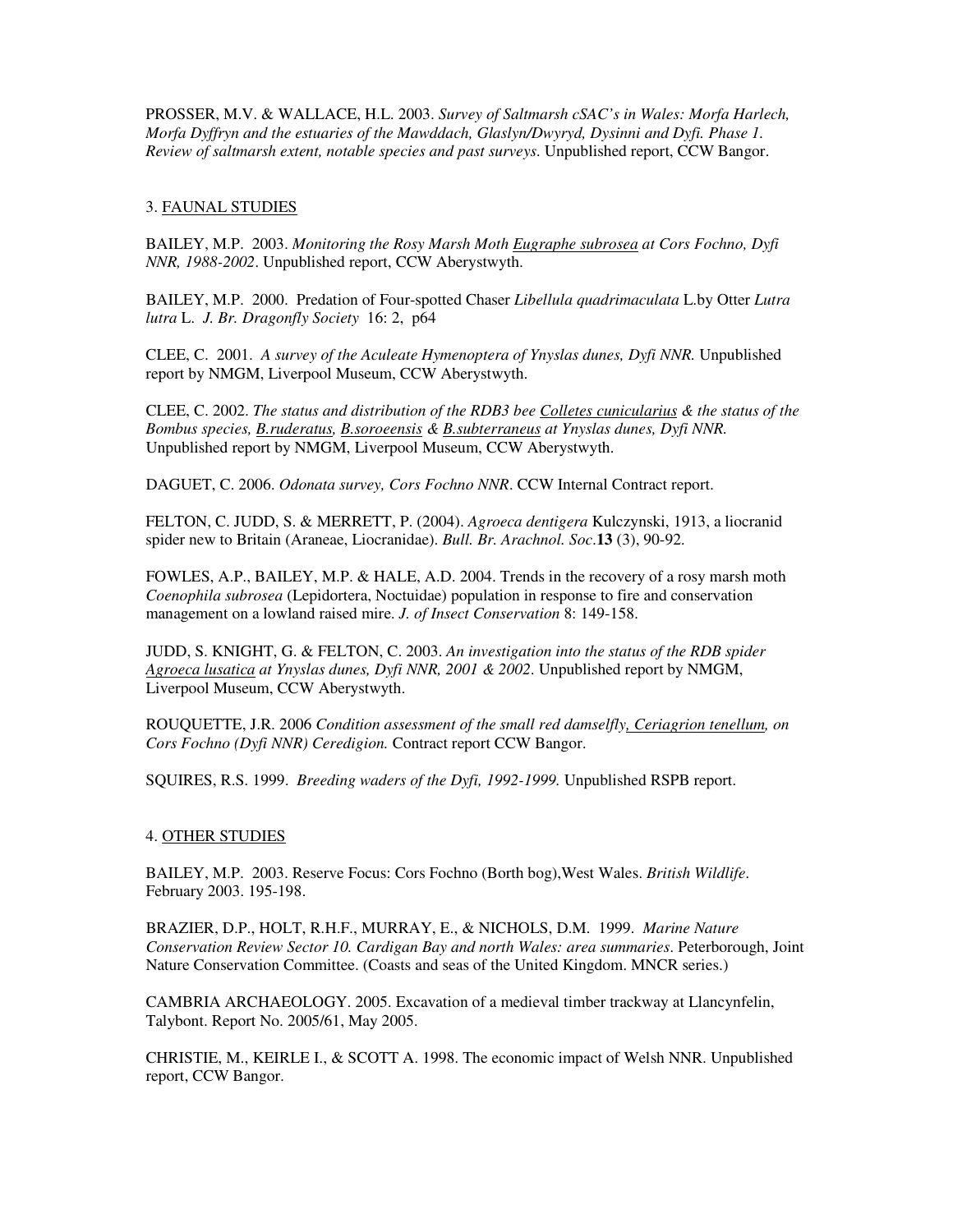PROSSER, M.V. & WALLACE, H.L. 2003. *Survey of Saltmarsh cSAC's in Wales: Morfa Harlech, Morfa Dyffryn and the estuaries of the Mawddach, Glaslyn/Dwyryd, Dysinni and Dyfi. Phase 1. Review of saltmarsh extent, notable species and past surveys*. Unpublished report, CCW Bangor.

## 3. <u>FAUNAL STUDIES</u>

BAILEY, M.P. 2003. *Monitoring the Rosy Marsh Moth <u>Eugraphe subrosea</u> at Cors Fochno, Dyfi NNR, 1988-2002*. Unpublished report, CCW Aberystwyth.

BAILEY, M.P. 2000. Predation of Four-spotted Chaser *Libellula quadrimaculata* L.by Otter *Lutra lutra* L. *J. Br. Dragonfly Society* 16: 2, p64

CLEE, C. 2001. *A survey of the Aculeate Hymenoptera of Ynyslas dunes, Dyfi NNR.* Unpublished report by NMGM, Liverpool Museum, CCW Aberystwyth.

CLEE, C. 2002. *The status and distribution of the RDB3 bee <u>Colletes cunicularius</u> & the status of the Bombus species, <u>B.ruderatus</u>, <u>B.soroeensis</u> & <u>B.subterraneus</u> at Ynyslas dunes, Dyfi NNR.* Unpublished report by NMGM, Liverpool Museum, CCW Aberystwyth.

DAGUET, C. 2006. *Odonata survey, Cors Fochno NNR*. CCW Internal Contract report.

FELTON, C. JUDD, S. & MERRETT, P. (2004). *Agroeca dentigera* Kulczynski, 1913, a liocranid spider new to Britain (Araneae, Liocranidae). *Bull. Br. Arachnol. Soc.* **13** (3), 90-92.

FOWLES, A.P., BAILEY, M.P. & HALE, A.D. 2004. Trends in the recovery of a rosy marsh moth *Coenophila subrosea* (Lepidortera, Noctuidae) population in response to fire and conservation management on a lowland raised mire. *J. of Insect Conservation* 8: 149-158.

JUDD, S. KNIGHT, G. & FELTON, C. 2003. *An investigation into the status of the RDB spider <u>Agroeca lusatica</u> at Ynyslas dunes, Dyfi NNR, 2001 & 2002*. Unpublished report by NMGM, Liverpool Museum, CCW Aberystwyth.

ROUQUETTE, J.R. 2006 *Condition assessment of the small red damselfly, <u>Ceriagrion tenellum</u>, on Cors Fochno (Dyfi NNR) Ceredigion.* Contract report CCW Bangor.

SQUIRES, R.S. 1999. *Breeding waders of the Dyfi, 1992-1999.* Unpublished RSPB report.

## 4. <u>OTHER STUDIES</u>

BAILEY, M.P. 2003. Reserve Focus: Cors Fochno (Borth bog),West Wales. *British Wildlife*. February 2003. 195-198.

BRAZIER, D.P., HOLT, R.H.F., MURRAY, E., & NICHOLS, D.M. 1999. *Marine Nature Conservation Review Sector 10. Cardigan Bay and north Wales: area summaries*. Peterborough, Joint Nature Conservation Committee. (Coasts and seas of the United Kingdom. MNCR series.)

CAMBRIA ARCHAEOLOGY. 2005. Excavation of a medieval timber trackway at Llancynfelin, Talybont. Report No. 2005/61, May 2005.

CHRISTIE, M., KEIRLE I., & SCOTT A. 1998. The economic impact of Welsh NNR. Unpublished report, CCW Bangor.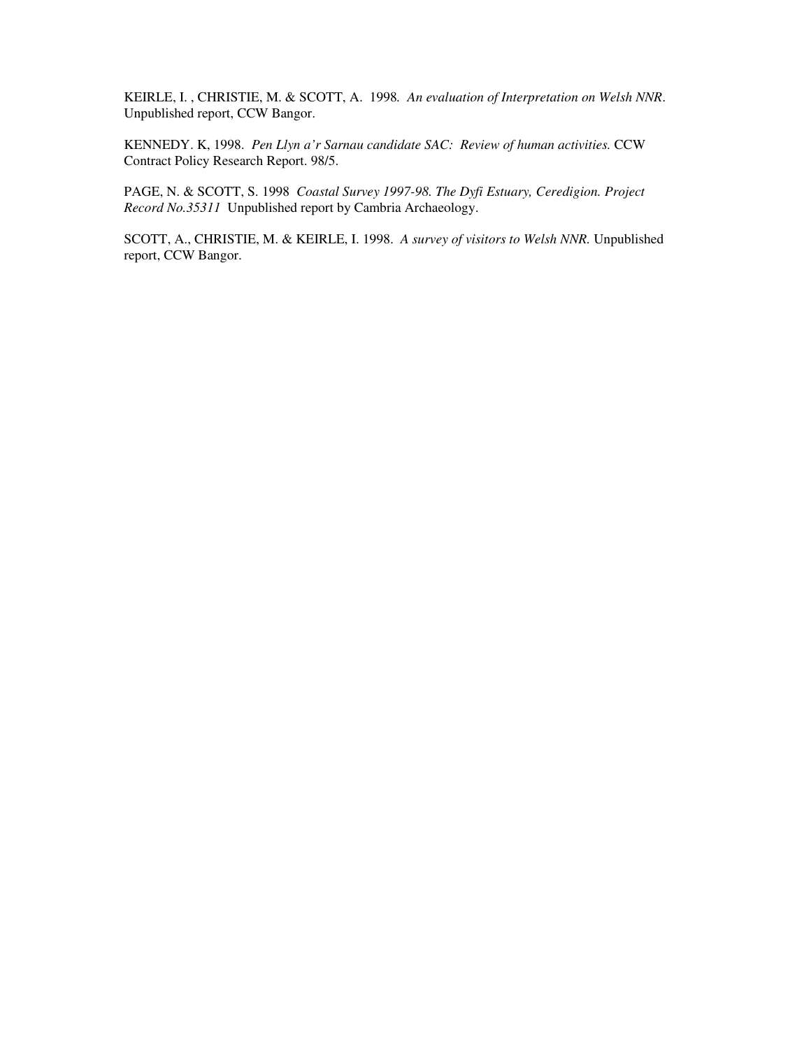KEIRLE, I. , CHRISTIE, M. & SCOTT, A. 1998. *An evaluation of Interpretation on Welsh NNR*. Unpublished report, CCW Bangor.

KENNEDY. K, 1998. *Pen Llyn a'r Sarnau candidate SAC: Review of human activities.* CCW Contract Policy Research Report. 98/5.

PAGE, N. & SCOTT, S. 1998 *Coastal Survey 1997-98. The Dyfi Estuary, Ceredigion. Project Record No.35311* Unpublished report by Cambria Archaeology.

SCOTT, A., CHRISTIE, M. & KEIRLE, I. 1998. *A survey of visitors to Welsh NNR.* Unpublished report, CCW Bangor.